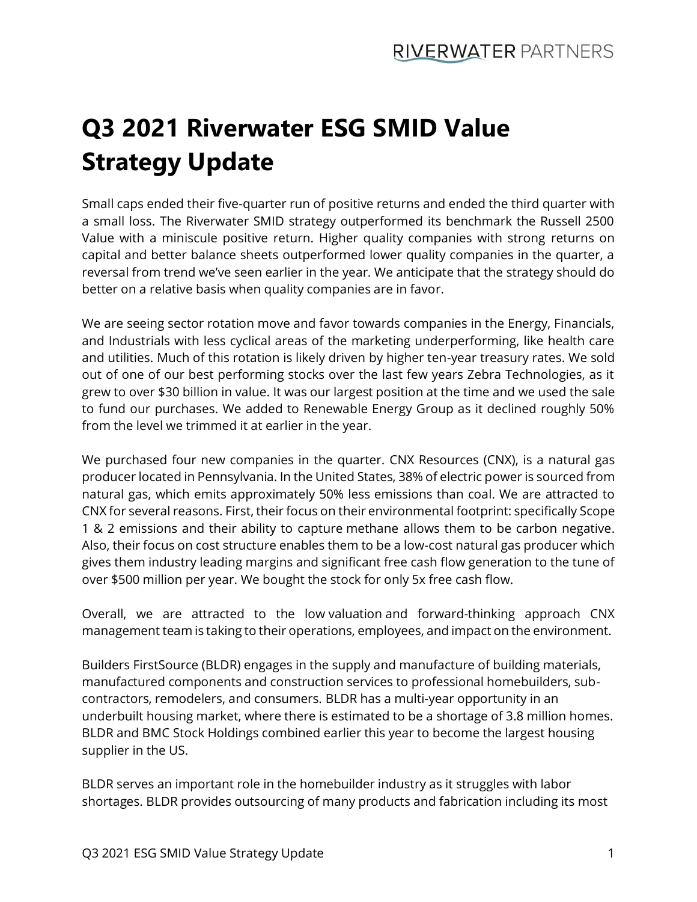# Q3 2021 Riverwater ESG SMID Value Strategy Update

Small caps ended their five-quarter run of positive returns and ended the third quarter with a small loss. The Riverwater SMID strategy outperformed its benchmark the Russell 2500 Value with a miniscule positive return. Higher quality companies with strong returns on capital and better balance sheets outperformed lower quality companies in the quarter, a reversal from trend we've seen earlier in the year. We anticipate that the strategy should do better on a relative basis when quality companies are in favor.

We are seeing sector rotation move and favor towards companies in the Energy, Financials, and Industrials with less cyclical areas of the marketing underperforming, like health care and utilities. Much of this rotation is likely driven by higher ten-year treasury rates. We sold out of one of our best performing stocks over the last few years Zebra Technologies, as it grew to over $30 billion in value. It was our largest position at the time and we used the sale to fund our purchases. We added to Renewable Energy Group as it declined roughly 50% from the level we trimmed it at earlier in the year.

We purchased four new companies in the quarter. CNX Resources (CNX), is a natural gas producer located in Pennsylvania. In the United States, 38% of electric power is sourced from natural gas, which emits approximately 50% less emissions than coal. We are attracted to CNX for several reasons. First, their focus on their environmental footprint: specifically Scope 1 & 2 emissions and their ability to capture methane allows them to be carbon negative. Also, their focus on cost structure enables them to be a low-cost natural gas producer which gives them industry leading margins and significant free cash flow generation to the tune of over $500 million per year. We bought the stock for only 5x free cash flow.

Overall, we are attracted to the low valuation and forward-thinking approach CNX management team is taking to their operations, employees, and impact on the environment.

Builders FirstSource (BLDR) engages in the supply and manufacture of building materials, manufactured components and construction services to professional homebuilders, sub-contractors, remodelers, and consumers. BLDR has a multi-year opportunity in an underbuilt housing market, where there is estimated to be a shortage of 3.8 million homes. BLDR and BMC Stock Holdings combined earlier this year to become the largest housing supplier in the US.

BLDR serves an important role in the homebuilder industry as it struggles with labor shortages. BLDR provides outsourcing of many products and fabrication including its most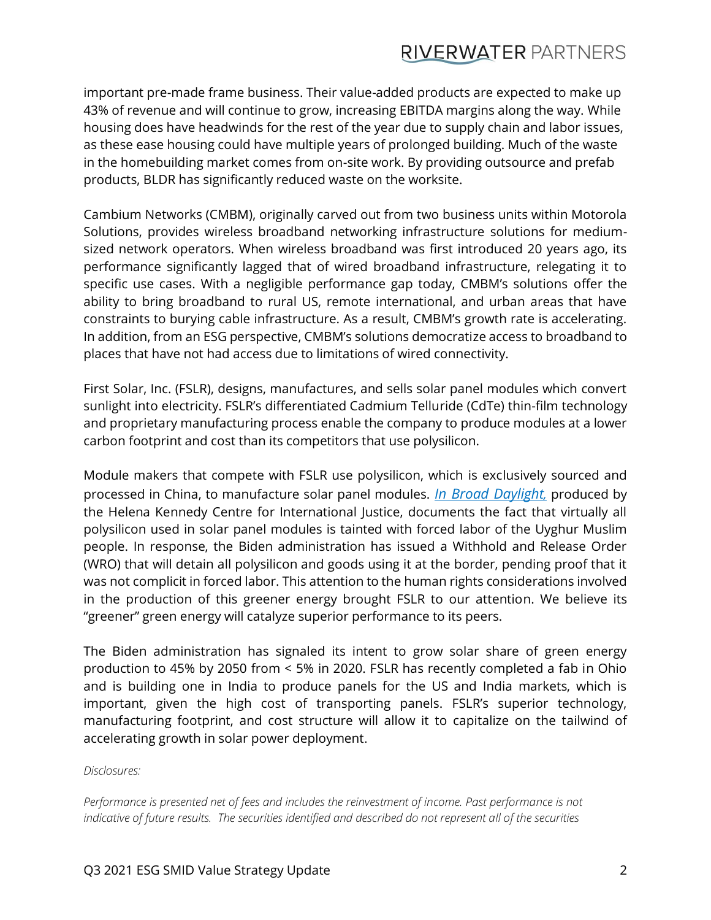important pre-made frame business. Their value-added products are expected to make up 43% of revenue and will continue to grow, increasing EBITDA margins along the way. While housing does have headwinds for the rest of the year due to supply chain and labor issues, as these ease housing could have multiple years of prolonged building. Much of the waste in the homebuilding market comes from on-site work. By providing outsource and prefab products, BLDR has significantly reduced waste on the worksite.

Cambium Networks (CMBM), originally carved out from two business units within Motorola Solutions, provides wireless broadband networking infrastructure solutions for medium-sized network operators. When wireless broadband was first introduced 20 years ago, its performance significantly lagged that of wired broadband infrastructure, relegating it to specific use cases. With a negligible performance gap today, CMBM's solutions offer the ability to bring broadband to rural US, remote international, and urban areas that have constraints to burying cable infrastructure. As a result, CMBM's growth rate is accelerating. In addition, from an ESG perspective, CMBM's solutions democratize access to broadband to places that have not had access due to limitations of wired connectivity.

First Solar, Inc. (FSLR), designs, manufactures, and sells solar panel modules which convert sunlight into electricity. FSLR's differentiated Cadmium Telluride (CdTe) thin-film technology and proprietary manufacturing process enable the company to produce modules at a lower carbon footprint and cost than its competitors that use polysilicon.

Module makers that compete with FSLR use polysilicon, which is exclusively sourced and processed in China, to manufacture solar panel modules. *In Broad Daylight,* produced by the Helena Kennedy Centre for International Justice, documents the fact that virtually all polysilicon used in solar panel modules is tainted with forced labor of the Uyghur Muslim people. In response, the Biden administration has issued a Withhold and Release Order (WRO) that will detain all polysilicon and goods using it at the border, pending proof that it was not complicit in forced labor. This attention to the human rights considerations involved in the production of this greener energy brought FSLR to our attention. We believe its "greener" green energy will catalyze superior performance to its peers.

The Biden administration has signaled its intent to grow solar share of green energy production to 45% by 2050 from < 5% in 2020. FSLR has recently completed a fab in Ohio and is building one in India to produce panels for the US and India markets, which is important, given the high cost of transporting panels. FSLR's superior technology, manufacturing footprint, and cost structure will allow it to capitalize on the tailwind of accelerating growth in solar power deployment.

*Disclosures:*

*Performance is presented net of fees and includes the reinvestment of income. Past performance is not indicative of future results. The securities identified and described do not represent all of the securities*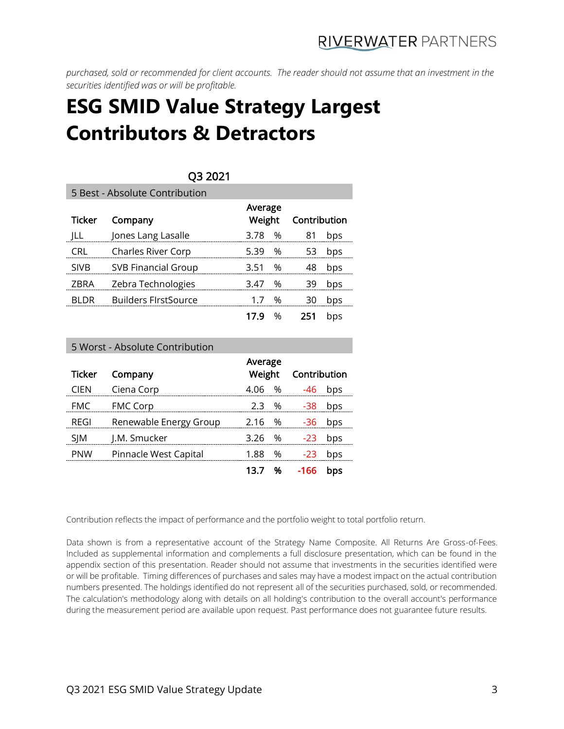*purchased, sold or recommended for client accounts. The reader should not assume that an investment in the securities identified was or will be profitable.*

# ESG SMID Value Strategy Largest Contributors & Detractors

Q3 2021

**5 Best - Absolute Contribution**

| Ticker | Company | Average Weight | | Contribution | |
|---|---|---|---|---|---|
| JLL | Jones Lang Lasalle | 3.78 | % | 81 | bps |
| CRL | Charles River Corp | 5.39 | % | 53 | bps |
| SIVB | SVB Financial Group | 3.51 | % | 48 | bps |
| ZBRA | Zebra Technologies | 3.47 | % | 39 | bps |
| BLDR | Builders FIrstSource | 1.7 | % | 30 | bps |
| | | **17.9** | % | **251** | bps |

**5 Worst - Absolute Contribution**

| Ticker | Company | Average Weight | | Contribution | |
|---|---|---|---|---|---|
| CIEN | Ciena Corp | 4.06 | % | -46 | bps |
| FMC | FMC Corp | 2.3 | % | -38 | bps |
| REGI | Renewable Energy Group | 2.16 | % | -36 | bps |
| SJM | J.M. Smucker | 3.26 | % | -23 | bps |
| PNW | Pinnacle West Capital | 1.88 | % | -23 | bps |
| | | **13.7** | **%** | **-166** | **bps** |

Contribution reflects the impact of performance and the portfolio weight to total portfolio return.

Data shown is from a representative account of the Strategy Name Composite. All Returns Are Gross-of-Fees. Included as supplemental information and complements a full disclosure presentation, which can be found in the appendix section of this presentation. Reader should not assume that investments in the securities identified were or will be profitable. Timing differences of purchases and sales may have a modest impact on the actual contribution numbers presented. The holdings identified do not represent all of the securities purchased, sold, or recommended. The calculation's methodology along with details on all holding's contribution to the overall account's performance during the measurement period are available upon request. Past performance does not guarantee future results.